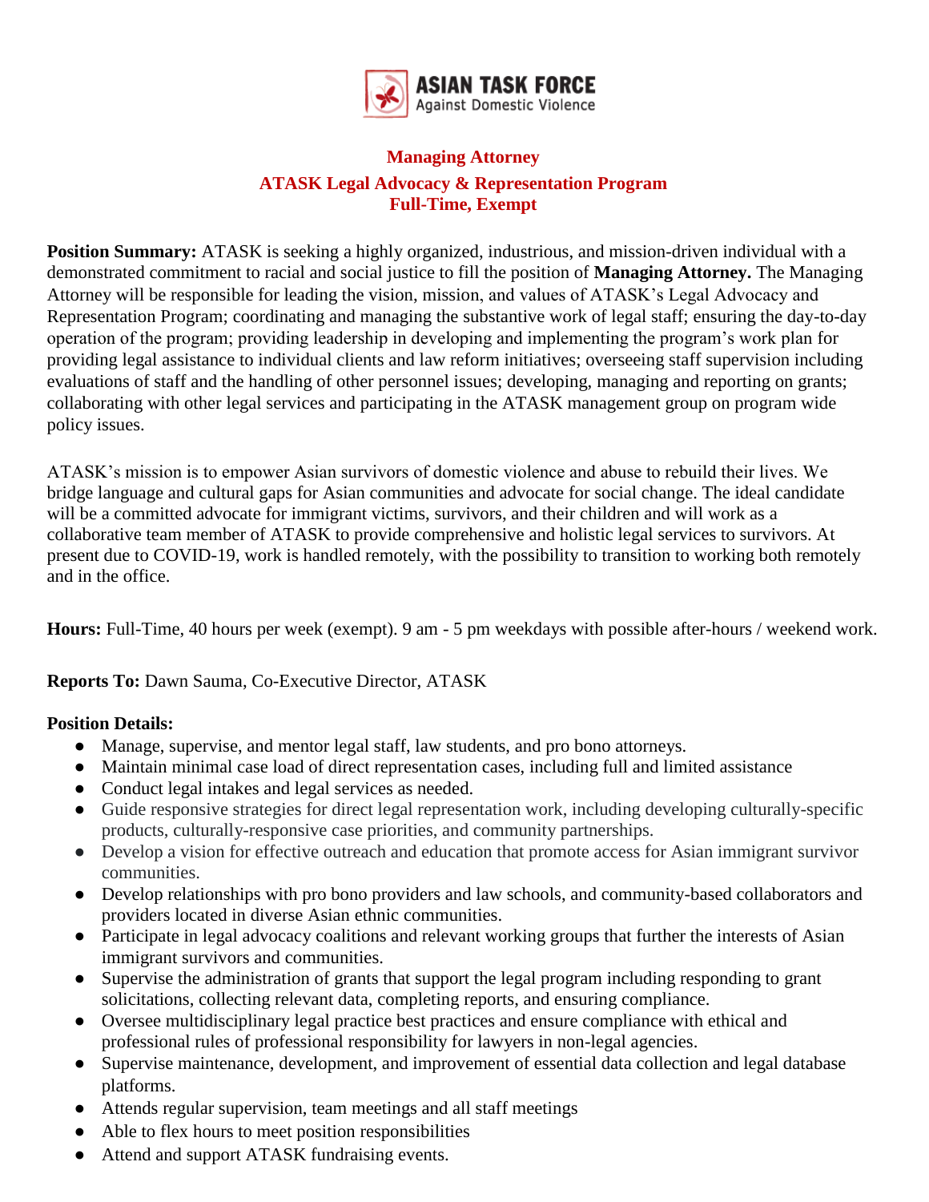**ASIAN TASK FORCE**
Against Domestic Violence

# Managing Attorney

## ATASK Legal Advocacy & Representation Program

## Full-Time, Exempt

**Position Summary:** ATASK is seeking a highly organized, industrious, and mission-driven individual with a demonstrated commitment to racial and social justice to fill the position of **Managing Attorney.** The Managing Attorney will be responsible for leading the vision, mission, and values of ATASK's Legal Advocacy and Representation Program; coordinating and managing the substantive work of legal staff; ensuring the day-to-day operation of the program; providing leadership in developing and implementing the program's work plan for providing legal assistance to individual clients and law reform initiatives; overseeing staff supervision including evaluations of staff and the handling of other personnel issues; developing, managing and reporting on grants; collaborating with other legal services and participating in the ATASK management group on program wide policy issues.

ATASK's mission is to empower Asian survivors of domestic violence and abuse to rebuild their lives. We bridge language and cultural gaps for Asian communities and advocate for social change. The ideal candidate will be a committed advocate for immigrant victims, survivors, and their children and will work as a collaborative team member of ATASK to provide comprehensive and holistic legal services to survivors. At present due to COVID-19, work is handled remotely, with the possibility to transition to working both remotely and in the office.

**Hours:** Full-Time, 40 hours per week (exempt). 9 am - 5 pm weekdays with possible after-hours / weekend work.

**Reports To:** Dawn Sauma, Co-Executive Director, ATASK

**Position Details:**

- Manage, supervise, and mentor legal staff, law students, and pro bono attorneys.
- Maintain minimal case load of direct representation cases, including full and limited assistance
- Conduct legal intakes and legal services as needed.
- Guide responsive strategies for direct legal representation work, including developing culturally-specific products, culturally-responsive case priorities, and community partnerships.
- Develop a vision for effective outreach and education that promote access for Asian immigrant survivor communities.
- Develop relationships with pro bono providers and law schools, and community-based collaborators and providers located in diverse Asian ethnic communities.
- Participate in legal advocacy coalitions and relevant working groups that further the interests of Asian immigrant survivors and communities.
- Supervise the administration of grants that support the legal program including responding to grant solicitations, collecting relevant data, completing reports, and ensuring compliance.
- Oversee multidisciplinary legal practice best practices and ensure compliance with ethical and professional rules of professional responsibility for lawyers in non-legal agencies.
- Supervise maintenance, development, and improvement of essential data collection and legal database platforms.
- Attends regular supervision, team meetings and all staff meetings
- Able to flex hours to meet position responsibilities
- Attend and support ATASK fundraising events.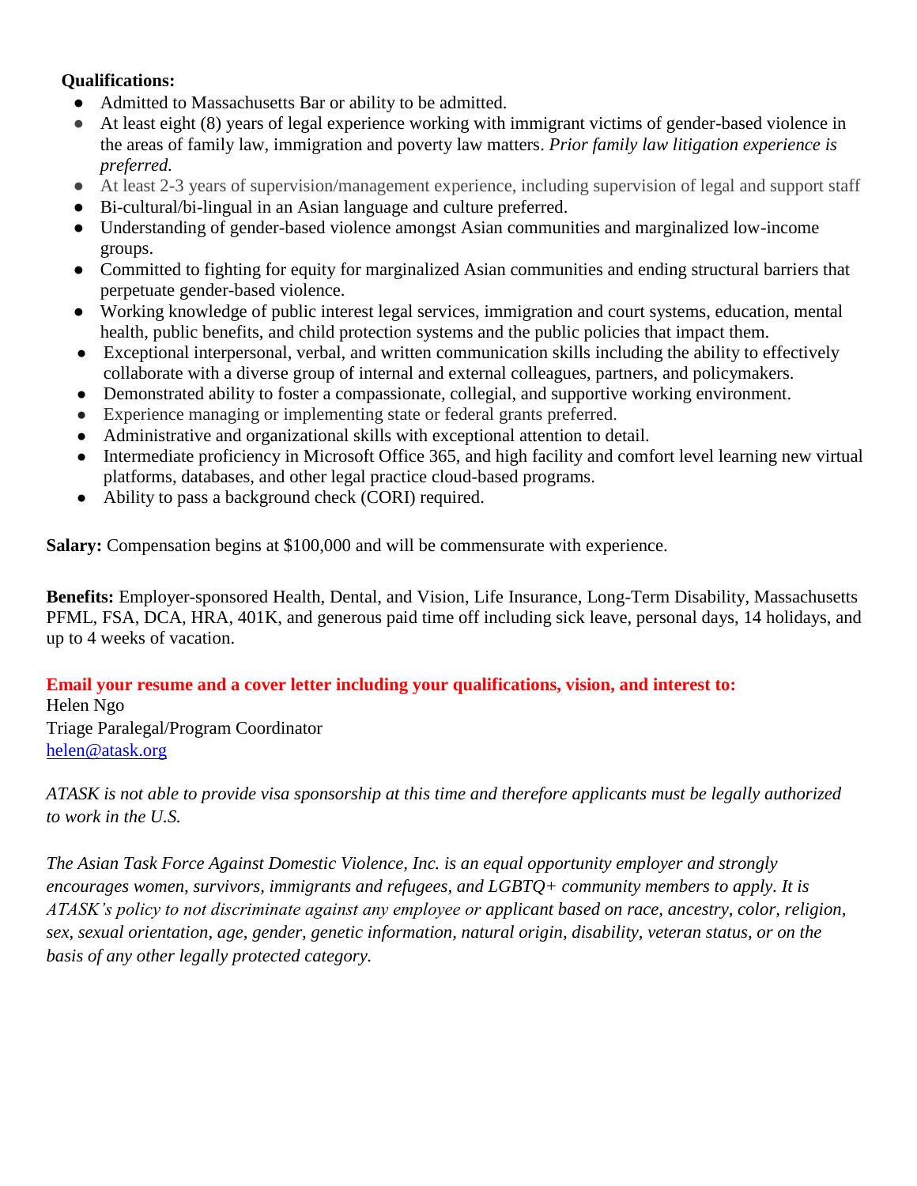**Qualifications:**

- Admitted to Massachusetts Bar or ability to be admitted.
- At least eight (8) years of legal experience working with immigrant victims of gender-based violence in the areas of family law, immigration and poverty law matters. *Prior family law litigation experience is preferred.*
- At least 2-3 years of supervision/management experience, including supervision of legal and support staff
- Bi-cultural/bi-lingual in an Asian language and culture preferred.
- Understanding of gender-based violence amongst Asian communities and marginalized low-income groups.
- Committed to fighting for equity for marginalized Asian communities and ending structural barriers that perpetuate gender-based violence.
- Working knowledge of public interest legal services, immigration and court systems, education, mental health, public benefits, and child protection systems and the public policies that impact them.
- Exceptional interpersonal, verbal, and written communication skills including the ability to effectively collaborate with a diverse group of internal and external colleagues, partners, and policymakers.
- Demonstrated ability to foster a compassionate, collegial, and supportive working environment.
- Experience managing or implementing state or federal grants preferred.
- Administrative and organizational skills with exceptional attention to detail.
- Intermediate proficiency in Microsoft Office 365, and high facility and comfort level learning new virtual platforms, databases, and other legal practice cloud-based programs.
- Ability to pass a background check (CORI) required.

**Salary:** Compensation begins at $100,000 and will be commensurate with experience.

**Benefits:** Employer-sponsored Health, Dental, and Vision, Life Insurance, Long-Term Disability, Massachusetts PFML, FSA, DCA, HRA, 401K, and generous paid time off including sick leave, personal days, 14 holidays, and up to 4 weeks of vacation.

**Email your resume and a cover letter including your qualifications, vision, and interest to:**
Helen Ngo
Triage Paralegal/Program Coordinator
[helen@atask.org](mailto:helen@atask.org)

*ATASK is not able to provide visa sponsorship at this time and therefore applicants must be legally authorized to work in the U.S.*

*The Asian Task Force Against Domestic Violence, Inc. is an equal opportunity employer and strongly encourages women, survivors, immigrants and refugees, and LGBTQ+ community members to apply. It is ATASK's policy to not discriminate against any employee or applicant based on race, ancestry, color, religion, sex, sexual orientation, age, gender, genetic information, natural origin, disability, veteran status, or on the basis of any other legally protected category.*